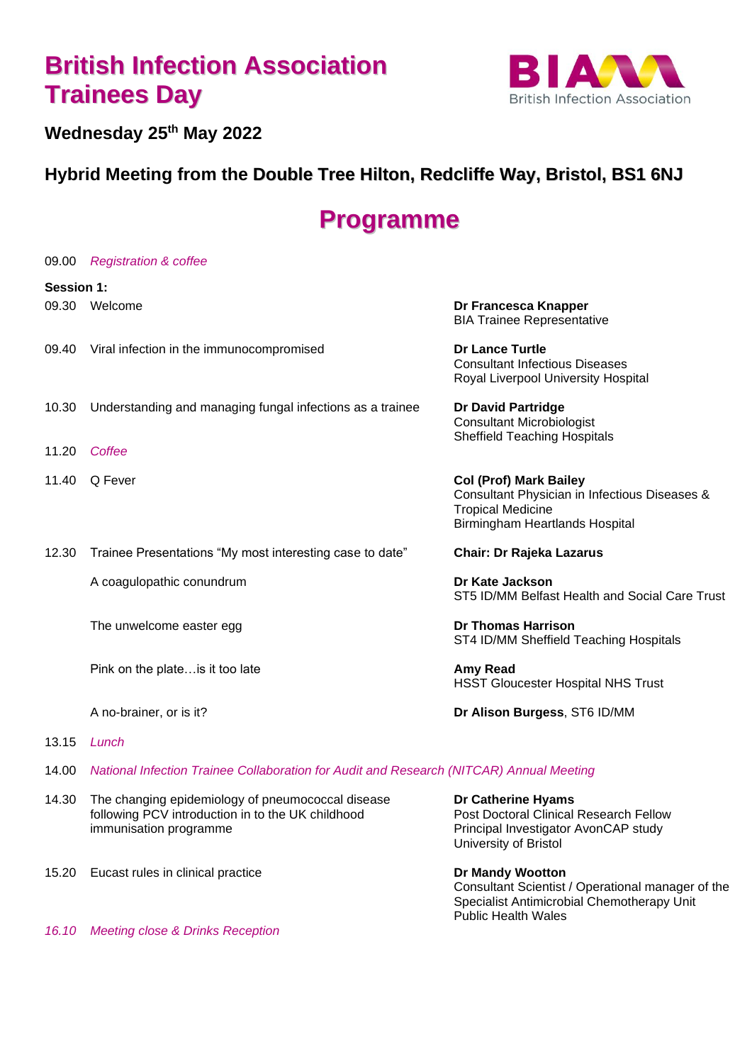# British Infection Association Trainees Day

**Wednesday 25th May 2022**

**Hybrid Meeting from the Double Tree Hilton, Redcliffe Way, Bristol, BS1 6NJ**

## Programme

09.00 *Registration & coffee*

**Session 1:**

| Time | Session | Speaker |
|---|---|---|
| 09.30 | Welcome | **Dr Francesca Knapper**<br>BIA Trainee Representative |
| 09.40 | Viral infection in the immunocompromised | **Dr Lance Turtle**<br>Consultant Infectious Diseases<br>Royal Liverpool University Hospital |
| 10.30 | Understanding and managing fungal infections as a trainee | **Dr David Partridge**<br>Consultant Microbiologist<br>Sheffield Teaching Hospitals |
| 11.20 | *Coffee* | |
| 11.40 | Q Fever | **Col (Prof) Mark Bailey**<br>Consultant Physician in Infectious Diseases & Tropical Medicine<br>Birmingham Heartlands Hospital |
| 12.30 | Trainee Presentations "My most interesting case to date" | **Chair: Dr Rajeka Lazarus** |
| | A coagulopathic conundrum | **Dr Kate Jackson**<br>ST5 ID/MM Belfast Health and Social Care Trust |
| | The unwelcome easter egg | **Dr Thomas Harrison**<br>ST4 ID/MM Sheffield Teaching Hospitals |
| | Pink on the plate…is it too late | **Amy Read**<br>HSST Gloucester Hospital NHS Trust |
| | A no-brainer, or is it? | **Dr Alison Burgess**, ST6 ID/MM |
| 13.15 | *Lunch* | |
| 14.00 | *National Infection Trainee Collaboration for Audit and Research (NITCAR) Annual Meeting* | |
| 14.30 | The changing epidemiology of pneumococcal disease following PCV introduction in to the UK childhood immunisation programme | **Dr Catherine Hyams**<br>Post Doctoral Clinical Research Fellow<br>Principal Investigator AvonCAP study<br>University of Bristol |
| 15.20 | Eucast rules in clinical practice | **Dr Mandy Wootton**<br>Consultant Scientist / Operational manager of the Specialist Antimicrobial Chemotherapy Unit<br>Public Health Wales |
| *16.10* | *Meeting close & Drinks Reception* | |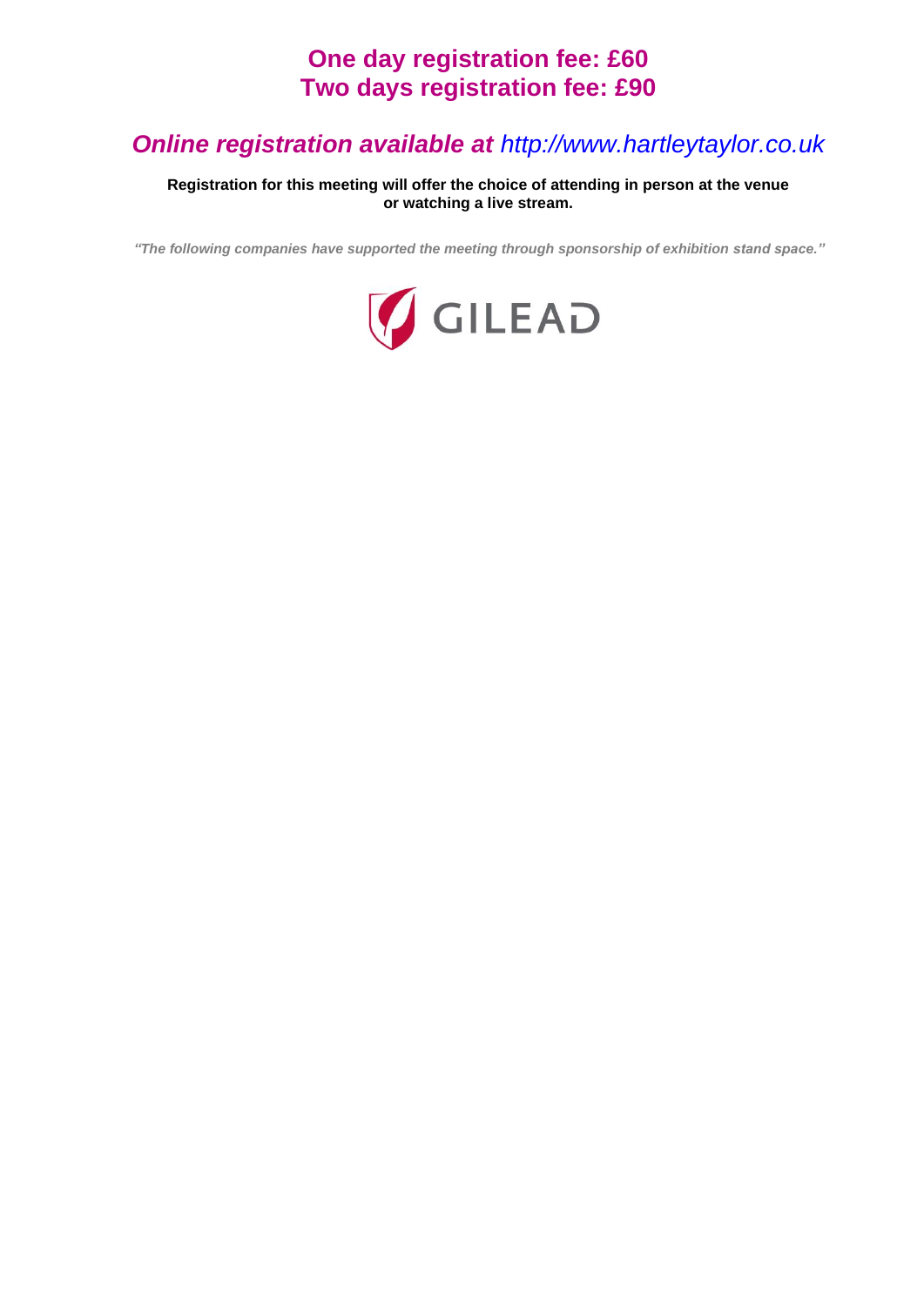## One day registration fee: £60
## Two days registration fee: £90

### *Online registration available at http://www.hartleytaylor.co.uk*

**Registration for this meeting will offer the choice of attending in person at the venue or watching a live stream.**

***"The following companies have supported the meeting through sponsorship of exhibition stand space."***

GILEAD